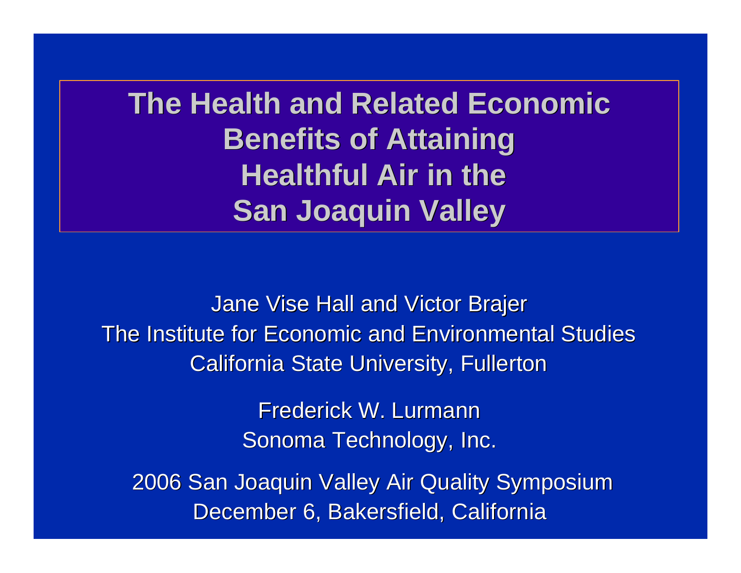# The Health and Related Economic Benefits of Attaining Healthful Air in the San Joaquin Valley

Jane Vise Hall and Victor Brajer
The Institute for Economic and Environmental Studies
California State University, Fullerton

Frederick W. Lurmann
Sonoma Technology, Inc.

2006 San Joaquin Valley Air Quality Symposium
December 6, Bakersfield, California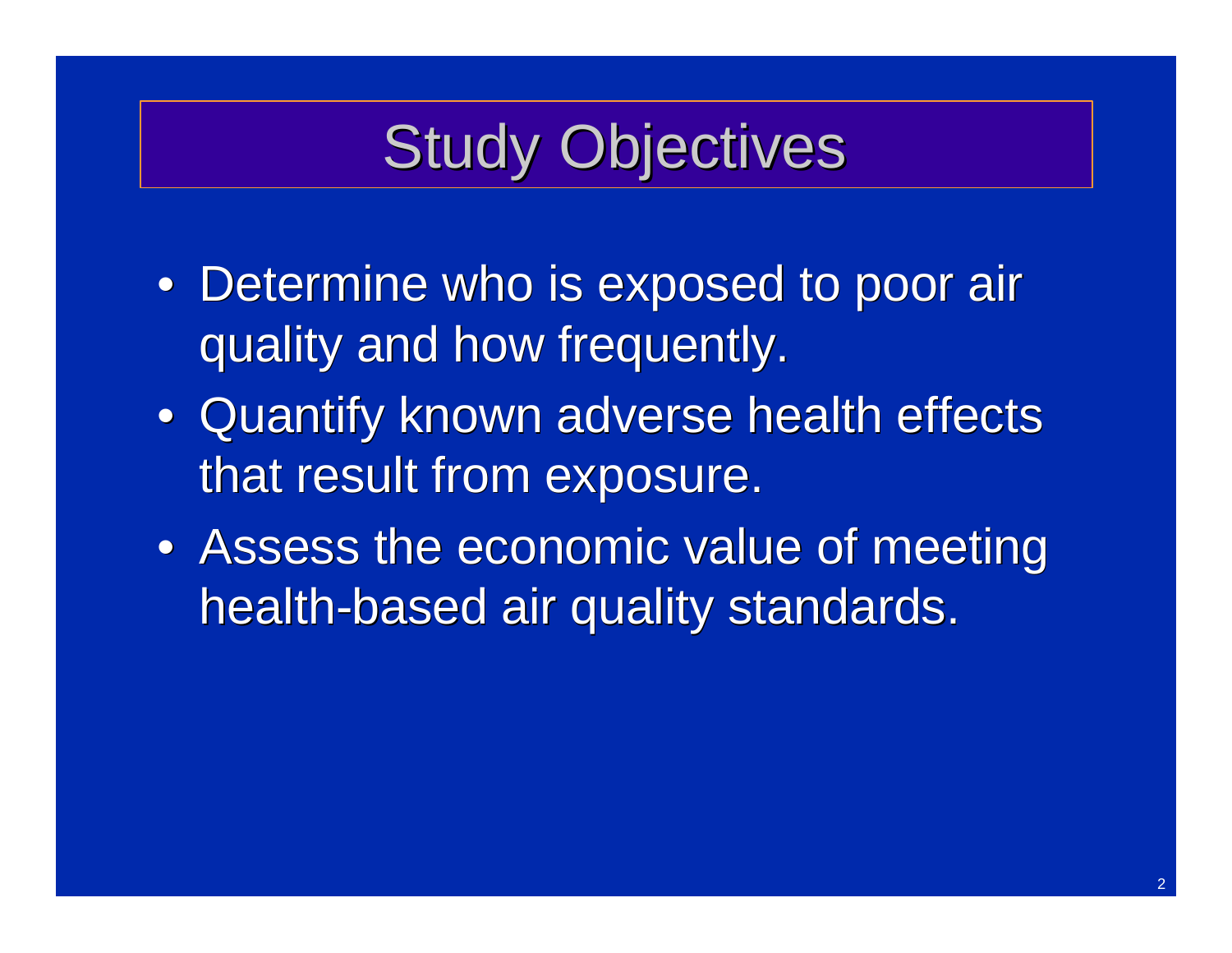# Study Objectives

- Determine who is exposed to poor air quality and how frequently.
- Quantify known adverse health effects that result from exposure.
- Assess the economic value of meeting health-based air quality standards.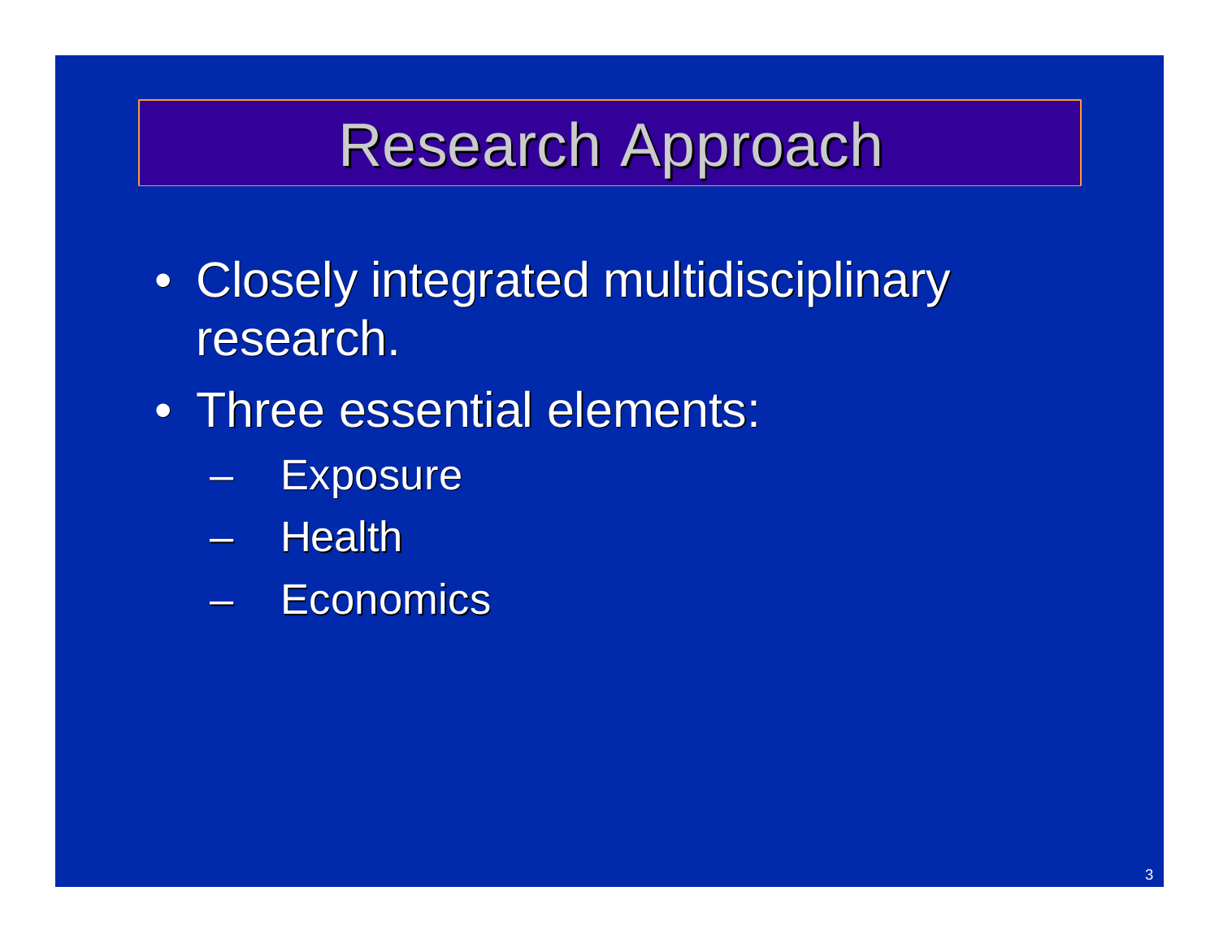# Research Approach

- Closely integrated multidisciplinary research.
- Three essential elements:
  - Exposure
  - Health
  - Economics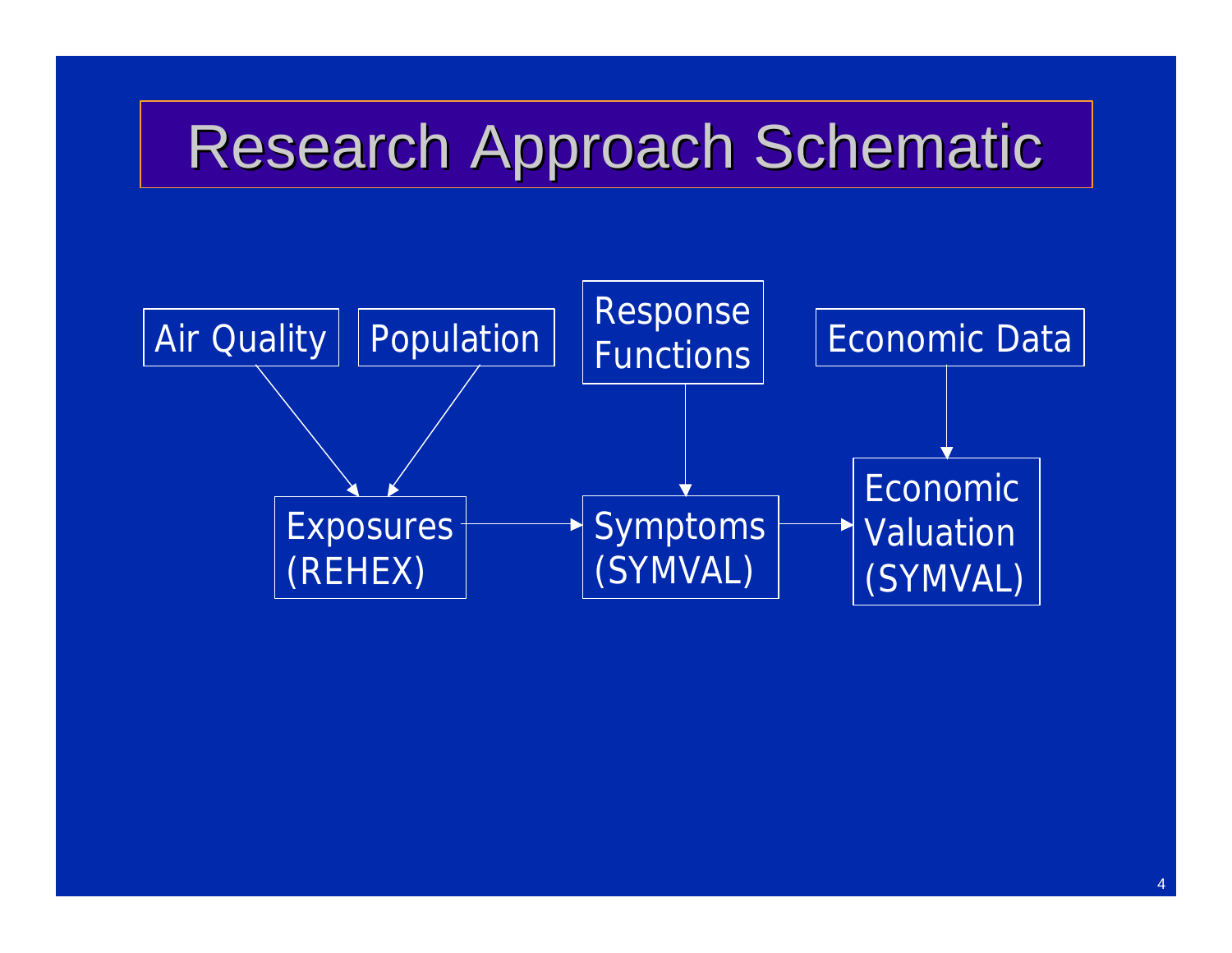# Research Approach Schematic

Air Quality

Population

Response Functions

Economic Data

Exposures (REHEX)

Symptoms (SYMVAL)

Economic Valuation (SYMVAL)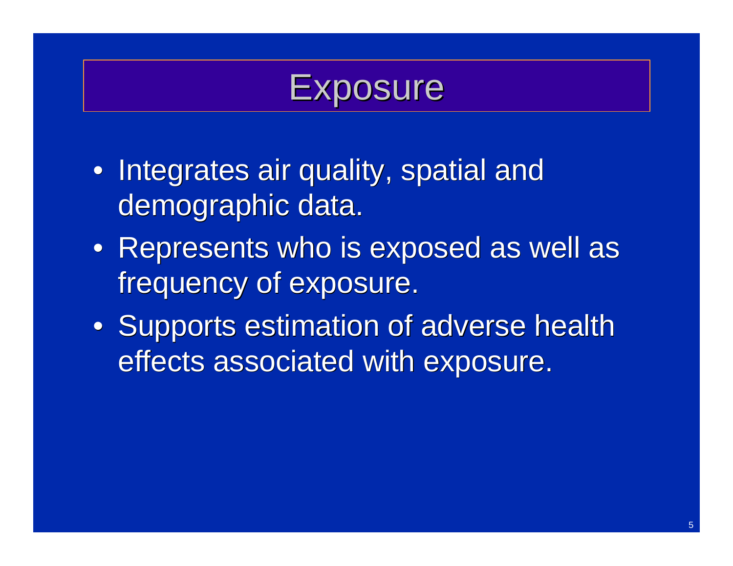# Exposure

- Integrates air quality, spatial and demographic data.
- Represents who is exposed as well as frequency of exposure.
- Supports estimation of adverse health effects associated with exposure.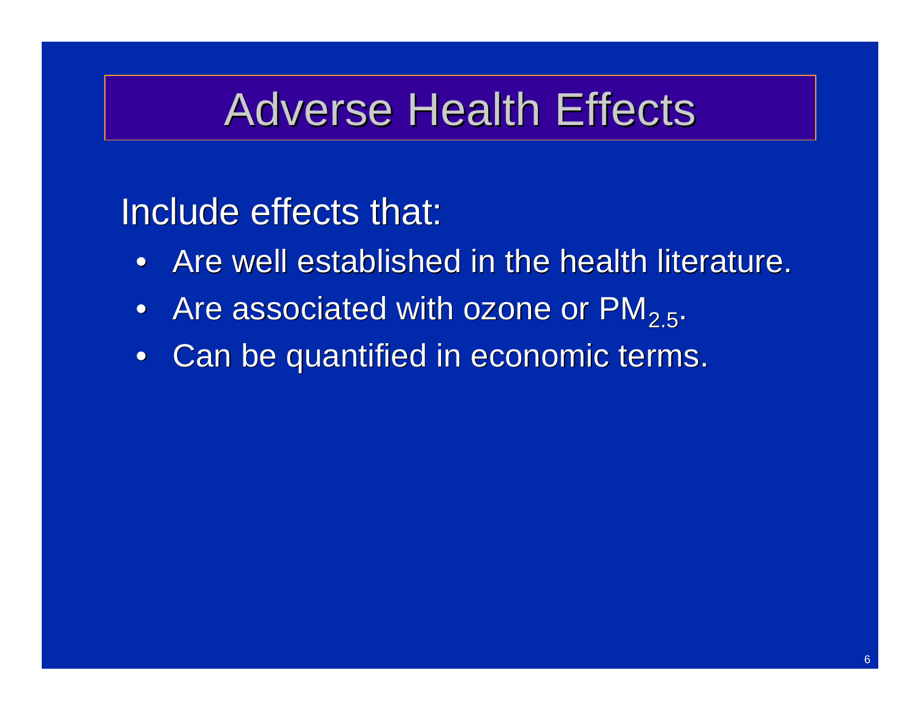# Adverse Health Effects

Include effects that:

- Are well established in the health literature.
- Are associated with ozone or $PM_{2.5}$.
- Can be quantified in economic terms.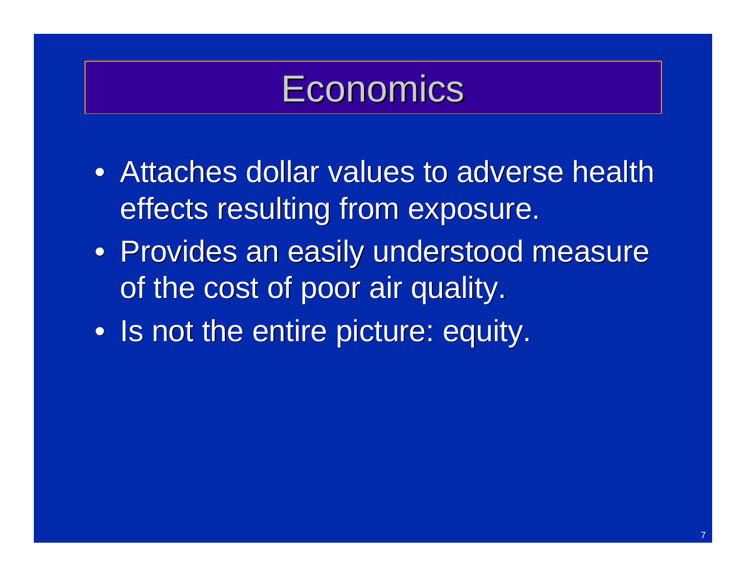# Economics

- Attaches dollar values to adverse health effects resulting from exposure.
- Provides an easily understood measure of the cost of poor air quality.
- Is not the entire picture: equity.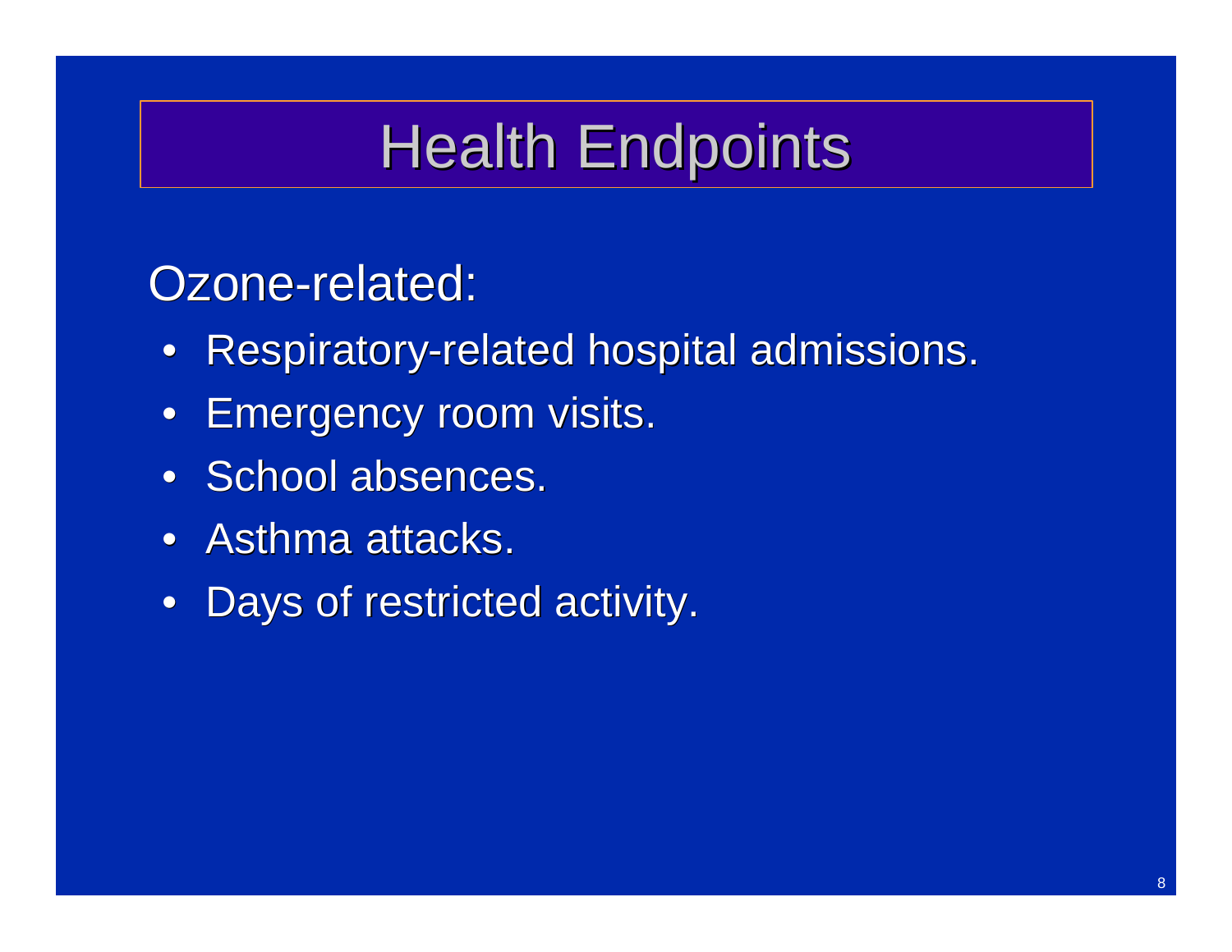# Health Endpoints

Ozone-related:

- Respiratory-related hospital admissions.
- Emergency room visits.
- School absences.
- Asthma attacks.
- Days of restricted activity.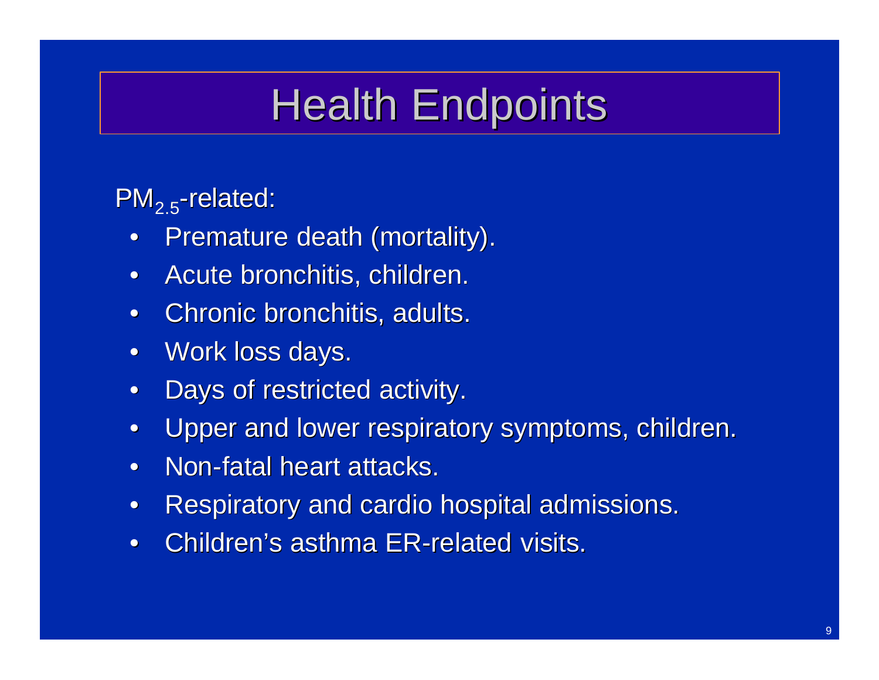# Health Endpoints

$PM_{2.5}$-related:

- Premature death (mortality).
- Acute bronchitis, children.
- Chronic bronchitis, adults.
- Work loss days.
- Days of restricted activity.
- Upper and lower respiratory symptoms, children.
- Non-fatal heart attacks.
- Respiratory and cardio hospital admissions.
- Children's asthma ER-related visits.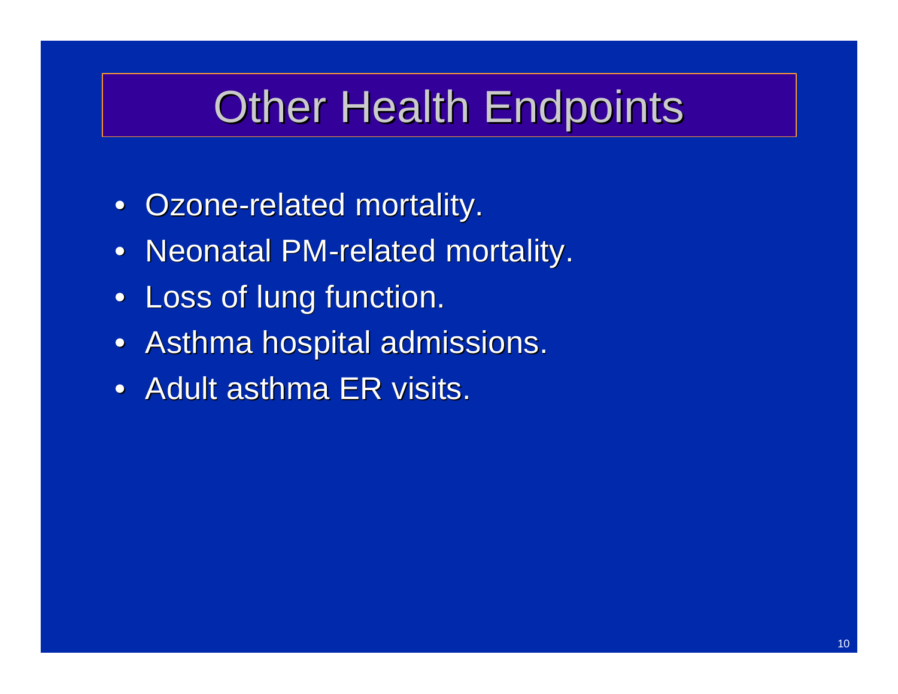# Other Health Endpoints

- Ozone-related mortality.
- Neonatal PM-related mortality.
- Loss of lung function.
- Asthma hospital admissions.
- Adult asthma ER visits.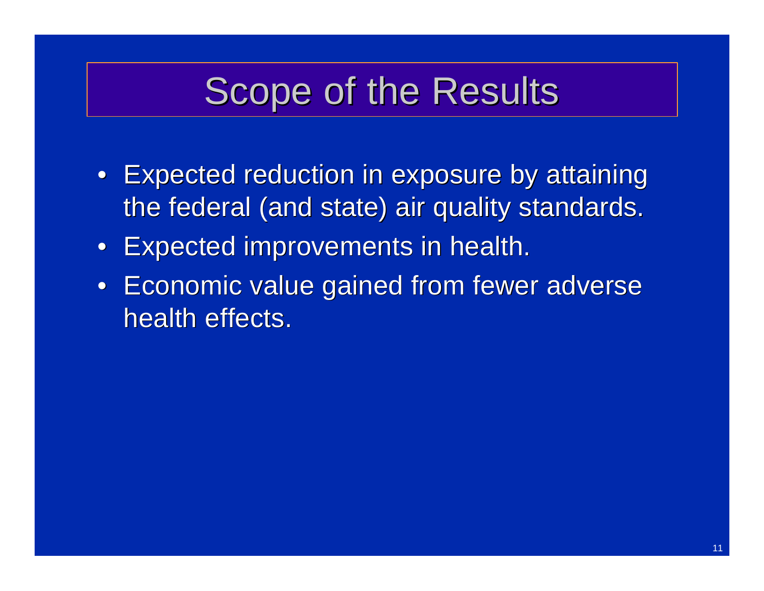# Scope of the Results

- Expected reduction in exposure by attaining the federal (and state) air quality standards.
- Expected improvements in health.
- Economic value gained from fewer adverse health effects.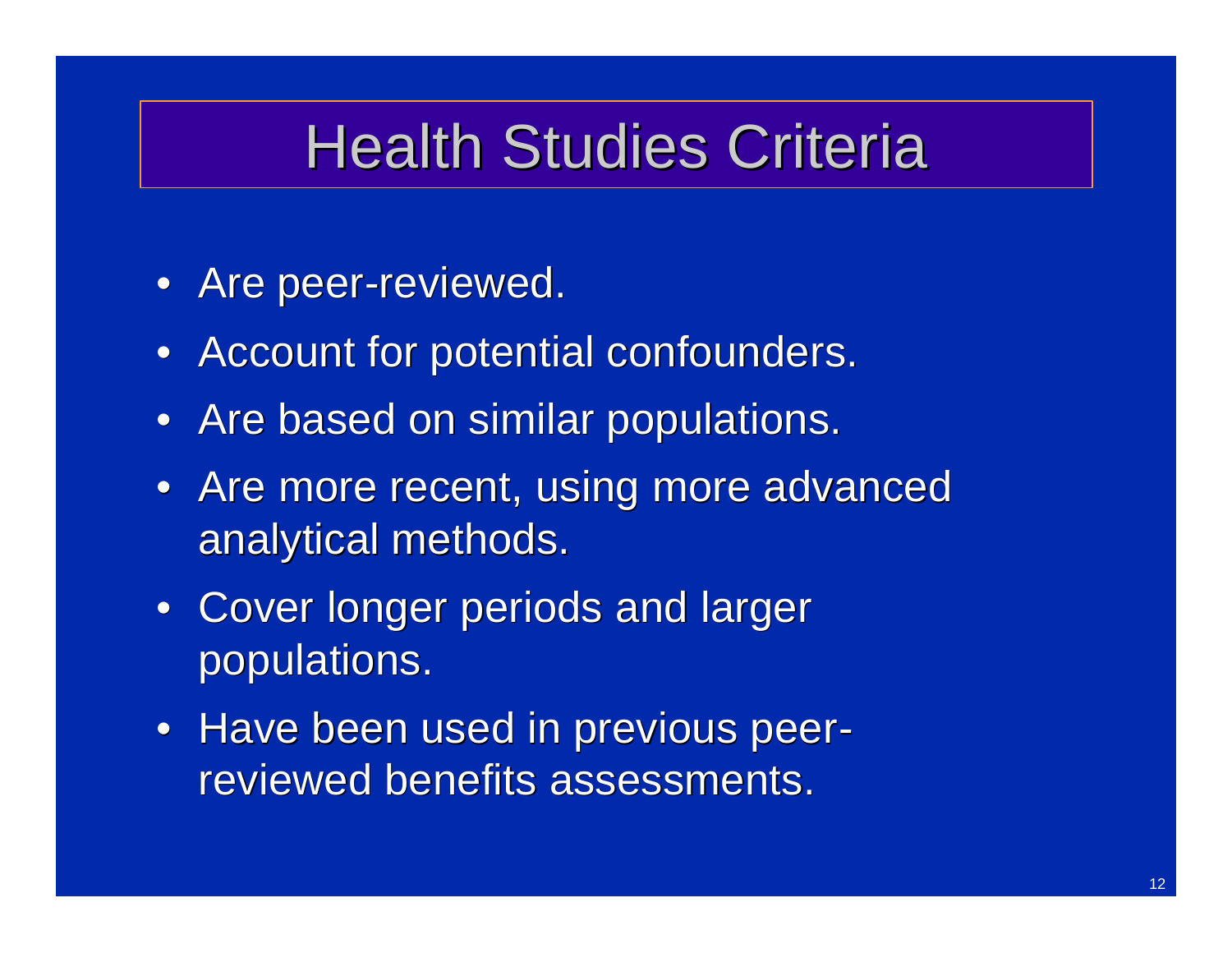# Health Studies Criteria

- Are peer-reviewed.
- Account for potential confounders.
- Are based on similar populations.
- Are more recent, using more advanced analytical methods.
- Cover longer periods and larger populations.
- Have been used in previous peer-reviewed benefits assessments.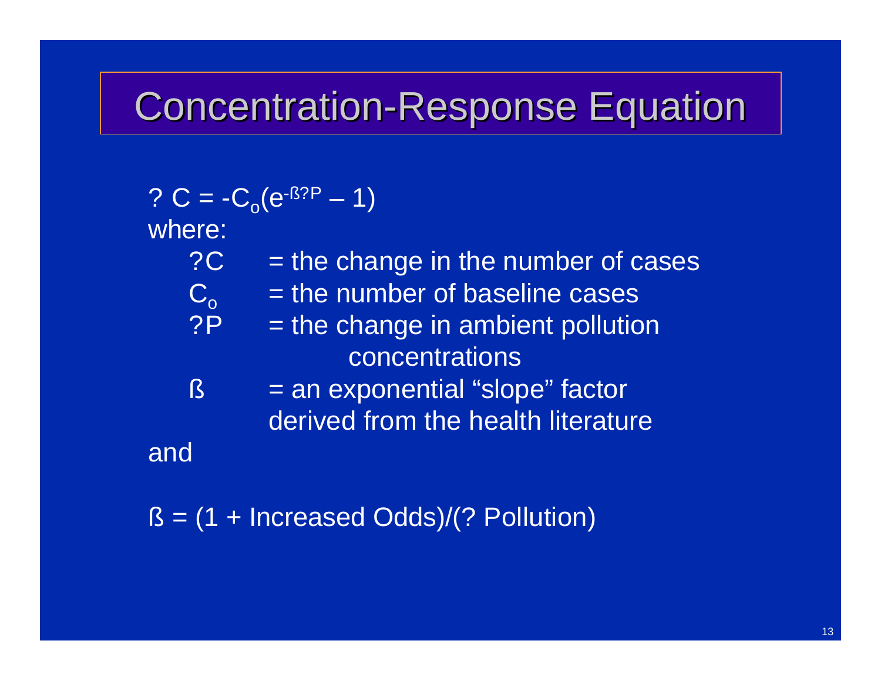# Concentration-Response Equation

$? C = -C_o(e^{-ß?P} - 1)$

where:

- $?C$ = the change in the number of cases
- $C_o$ = the number of baseline cases
- $?P$ = the change in ambient pollution concentrations
- $ß$ = an exponential “slope” factor derived from the health literature

and

$ß = (1 + \text{Increased Odds})/(? \text{ Pollution})$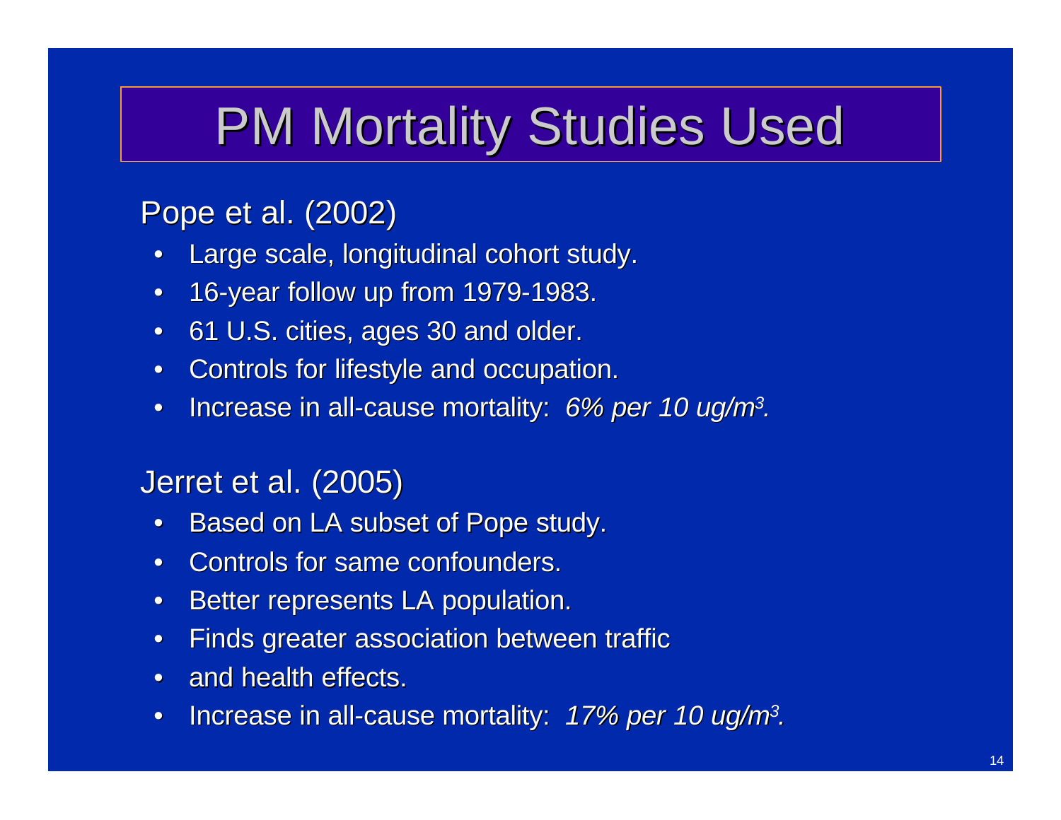# PM Mortality Studies Used

Pope et al. (2002)

- Large scale, longitudinal cohort study.
- 16-year follow up from 1979-1983.
- 61 U.S. cities, ages 30 and older.
- Controls for lifestyle and occupation.
- Increase in all-cause mortality: *6% per 10 ug/m$^3$.*

Jerret et al. (2005)

- Based on LA subset of Pope study.
- Controls for same confounders.
- Better represents LA population.
- Finds greater association between traffic
- and health effects.
- Increase in all-cause mortality: *17% per 10 ug/m$^3$.*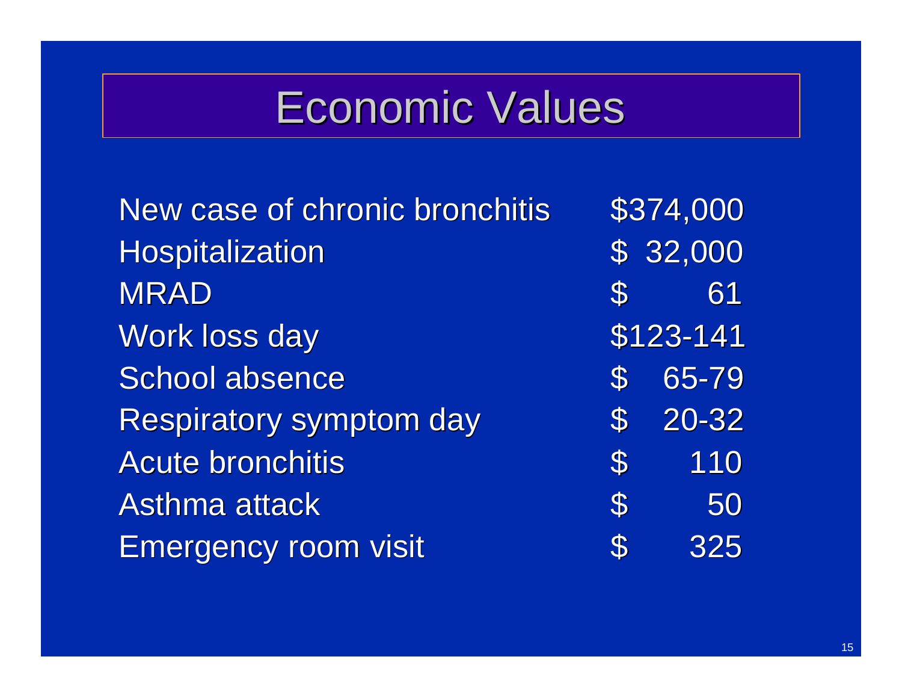# Economic Values

| | |
|---|---|
| New case of chronic bronchitis | $374,000 |
| Hospitalization | $ 32,000 |
| MRAD | $ 61 |
| Work loss day | $123-141 |
| School absence | $ 65-79 |
| Respiratory symptom day | $ 20-32 |
| Acute bronchitis | $ 110 |
| Asthma attack | $ 50 |
| Emergency room visit | $ 325 |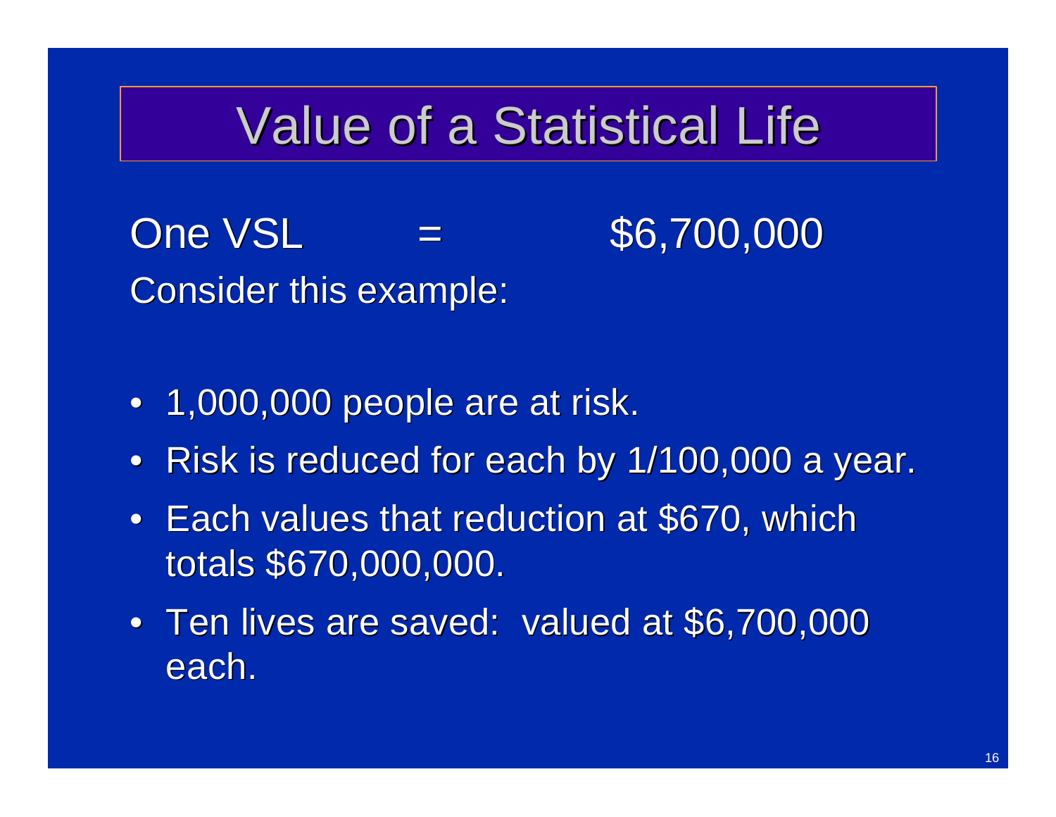# Value of a Statistical Life

One VSL = $6,700,000

Consider this example:

- 1,000,000 people are at risk.
- Risk is reduced for each by 1/100,000 a year.
- Each values that reduction at $670, which totals $670,000,000.
- Ten lives are saved: valued at $6,700,000 each.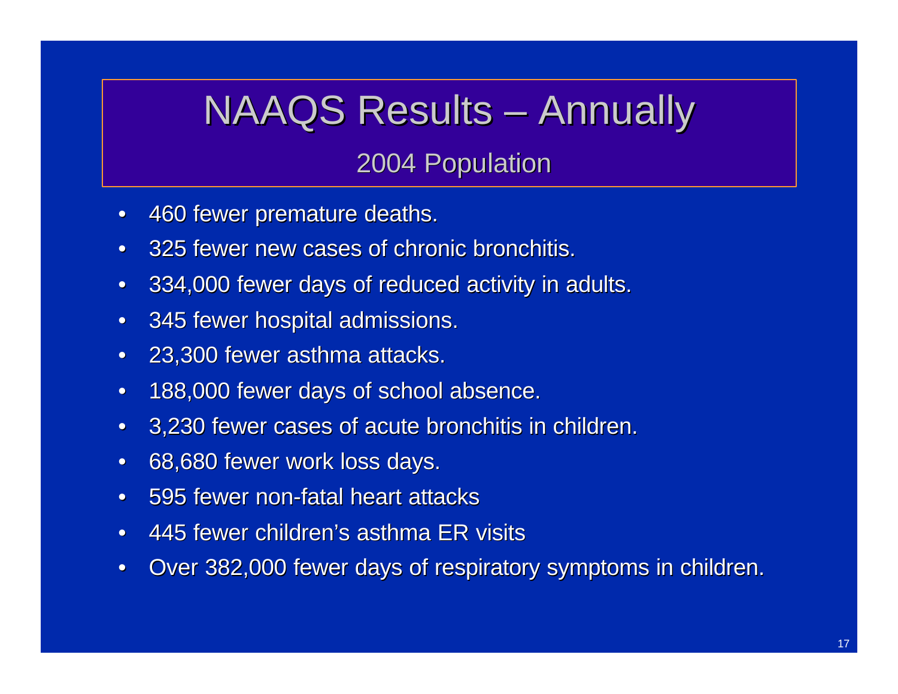# NAAQS Results – Annually

## 2004 Population

- 460 fewer premature deaths.
- 325 fewer new cases of chronic bronchitis.
- 334,000 fewer days of reduced activity in adults.
- 345 fewer hospital admissions.
- 23,300 fewer asthma attacks.
- 188,000 fewer days of school absence.
- 3,230 fewer cases of acute bronchitis in children.
- 68,680 fewer work loss days.
- 595 fewer non-fatal heart attacks
- 445 fewer children's asthma ER visits
- Over 382,000 fewer days of respiratory symptoms in children.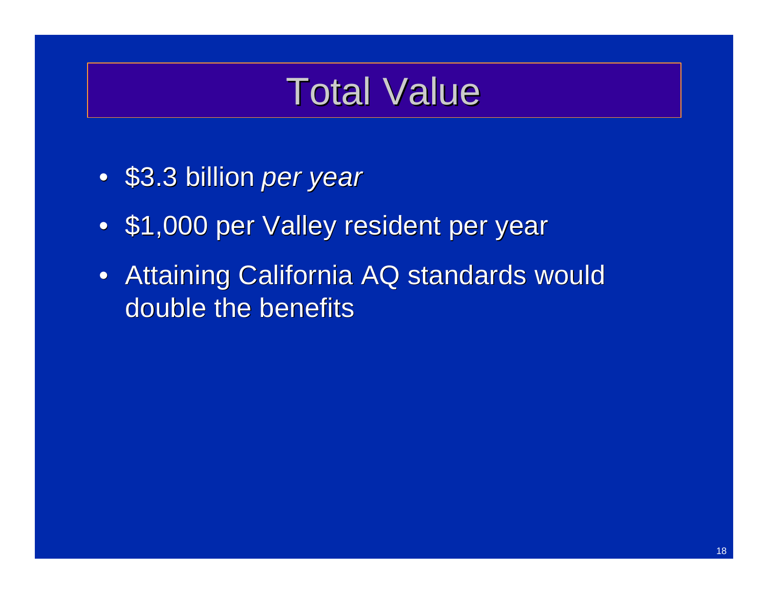# Total Value

- \$3.3 billion *per year*
- \$1,000 per Valley resident per year
- Attaining California AQ standards would double the benefits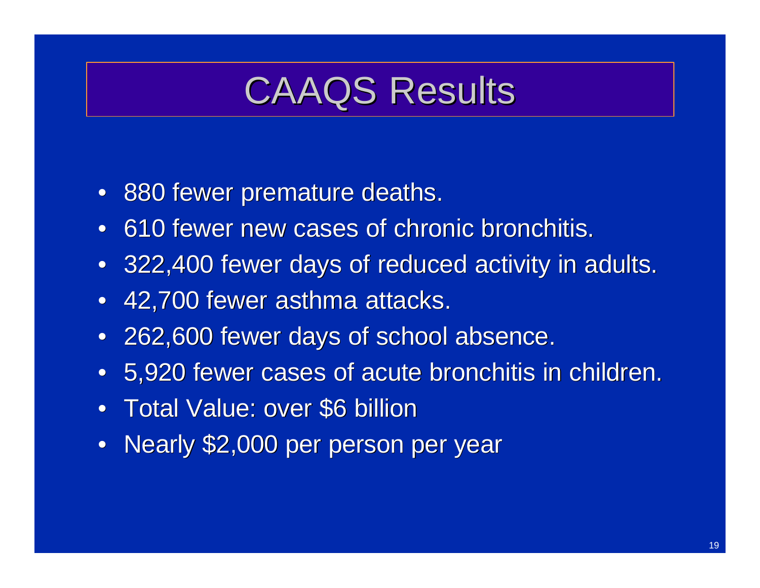# CAAQS Results

- 880 fewer premature deaths.
- 610 fewer new cases of chronic bronchitis.
- 322,400 fewer days of reduced activity in adults.
- 42,700 fewer asthma attacks.
- 262,600 fewer days of school absence.
- 5,920 fewer cases of acute bronchitis in children.
- Total Value: over $6 billion
- Nearly $2,000 per person per year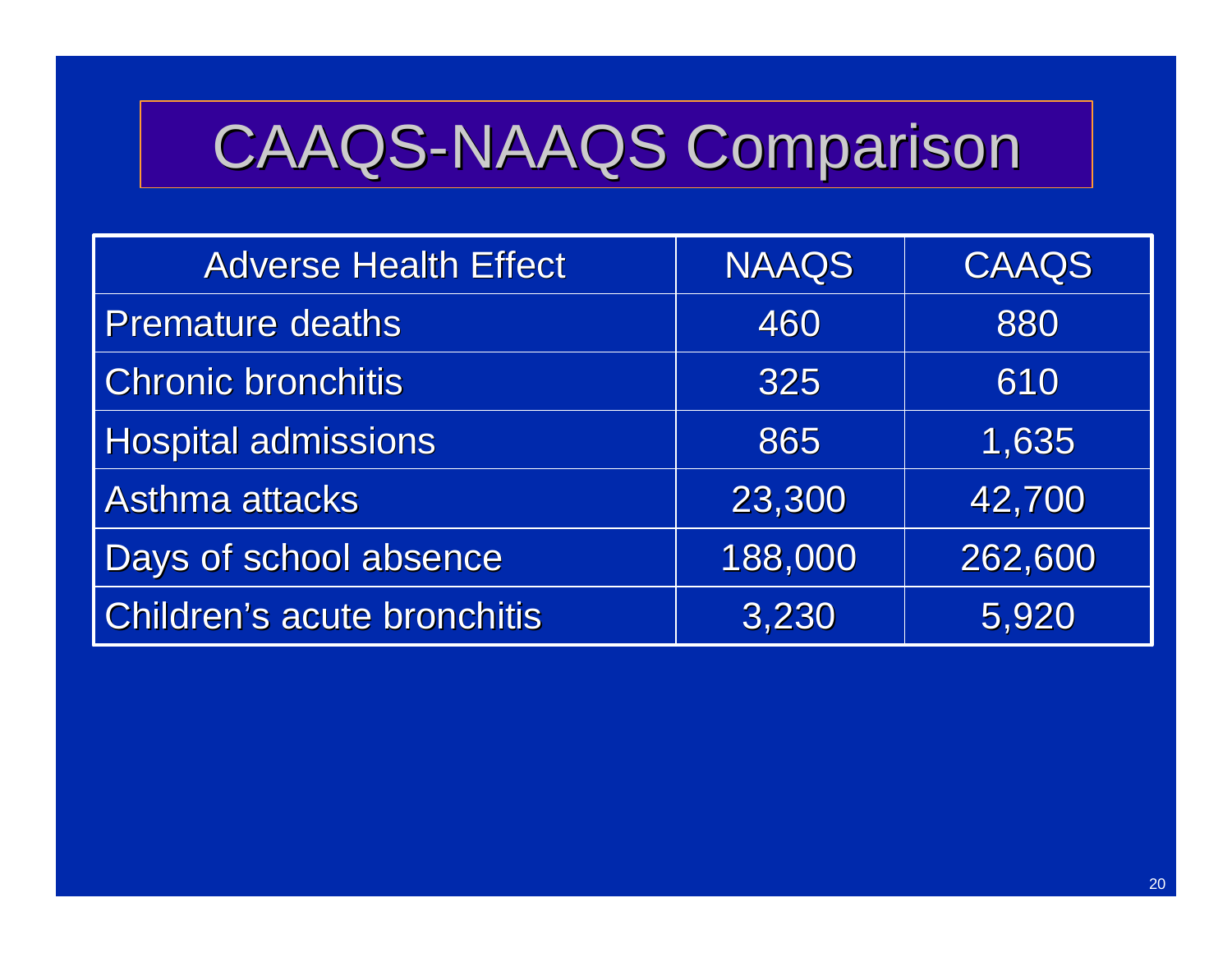# CAAQS-NAAQS Comparison

| Adverse Health Effect | NAAQS | CAAQS |
|---|---|---|
| Premature deaths | 460 | 880 |
| Chronic bronchitis | 325 | 610 |
| Hospital admissions | 865 | 1,635 |
| Asthma attacks | 23,300 | 42,700 |
| Days of school absence | 188,000 | 262,600 |
| Children's acute bronchitis | 3,230 | 5,920 |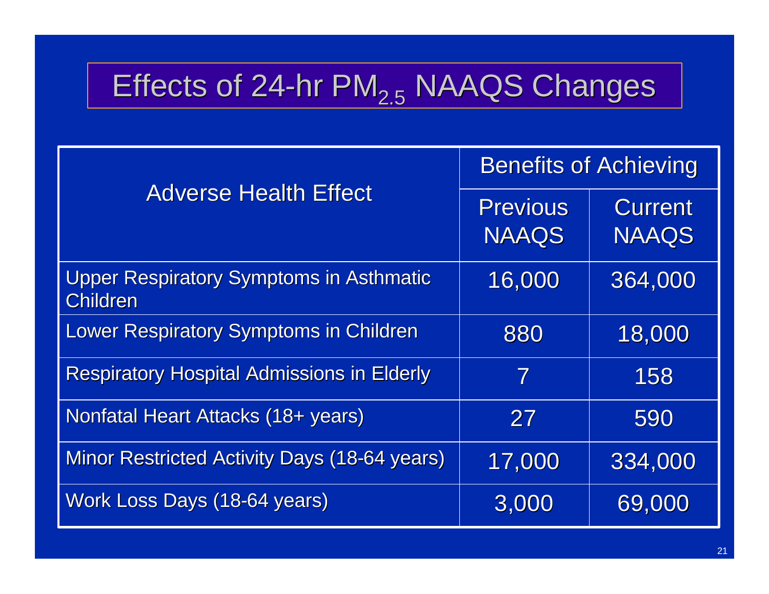# Effects of 24-hr $PM_{2.5}$ NAAQS Changes

| Adverse Health Effect | Benefits of Achieving | |
|---|---|---|
| | Previous NAAQS | Current NAAQS |
| Upper Respiratory Symptoms in Asthmatic Children | 16,000 | 364,000 |
| Lower Respiratory Symptoms in Children | 880 | 18,000 |
| Respiratory Hospital Admissions in Elderly | 7 | 158 |
| Nonfatal Heart Attacks (18+ years) | 27 | 590 |
| Minor Restricted Activity Days (18-64 years) | 17,000 | 334,000 |
| Work Loss Days (18-64 years) | 3,000 | 69,000 |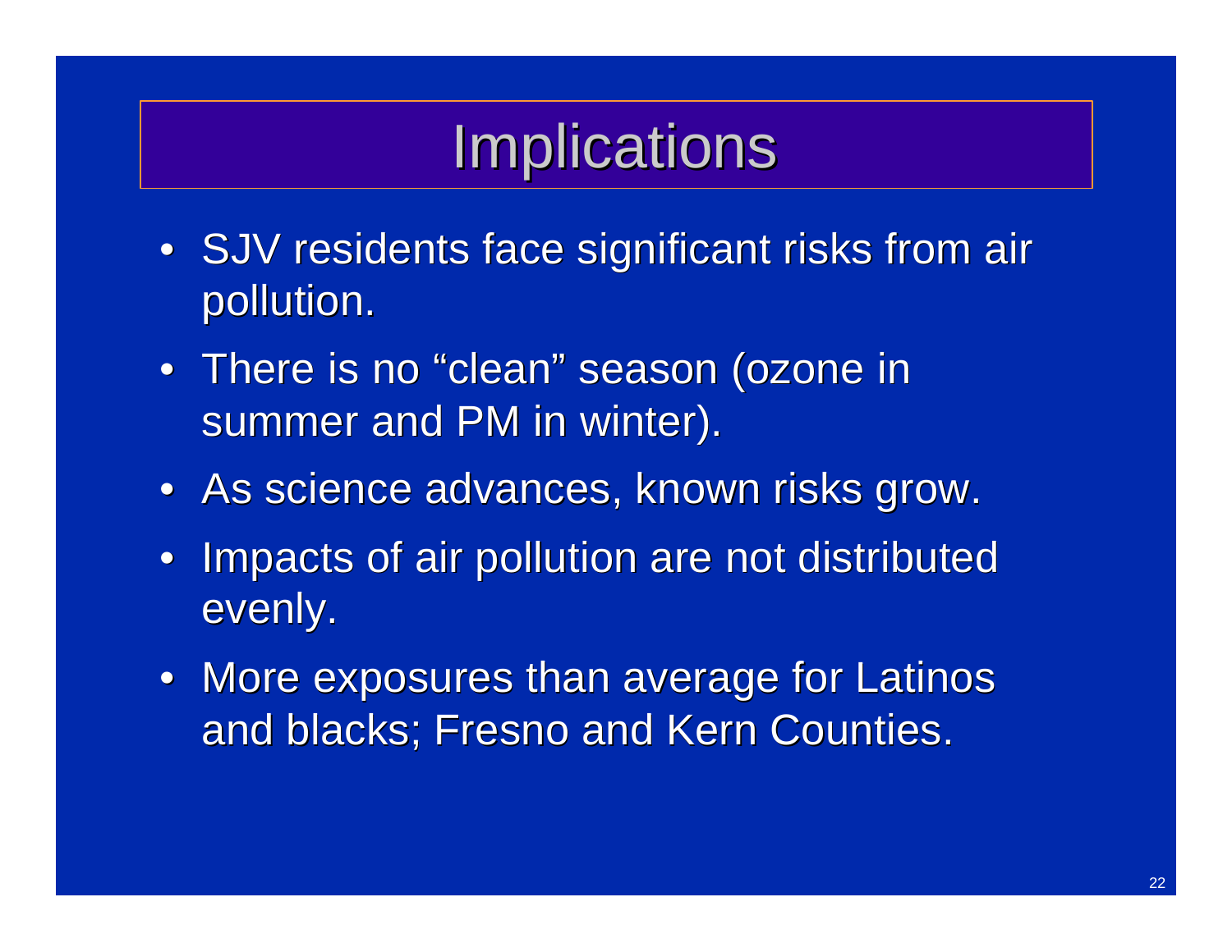# Implications

- SJV residents face significant risks from air pollution.
- There is no “clean” season (ozone in summer and PM in winter).
- As science advances, known risks grow.
- Impacts of air pollution are not distributed evenly.
- More exposures than average for Latinos and blacks; Fresno and Kern Counties.